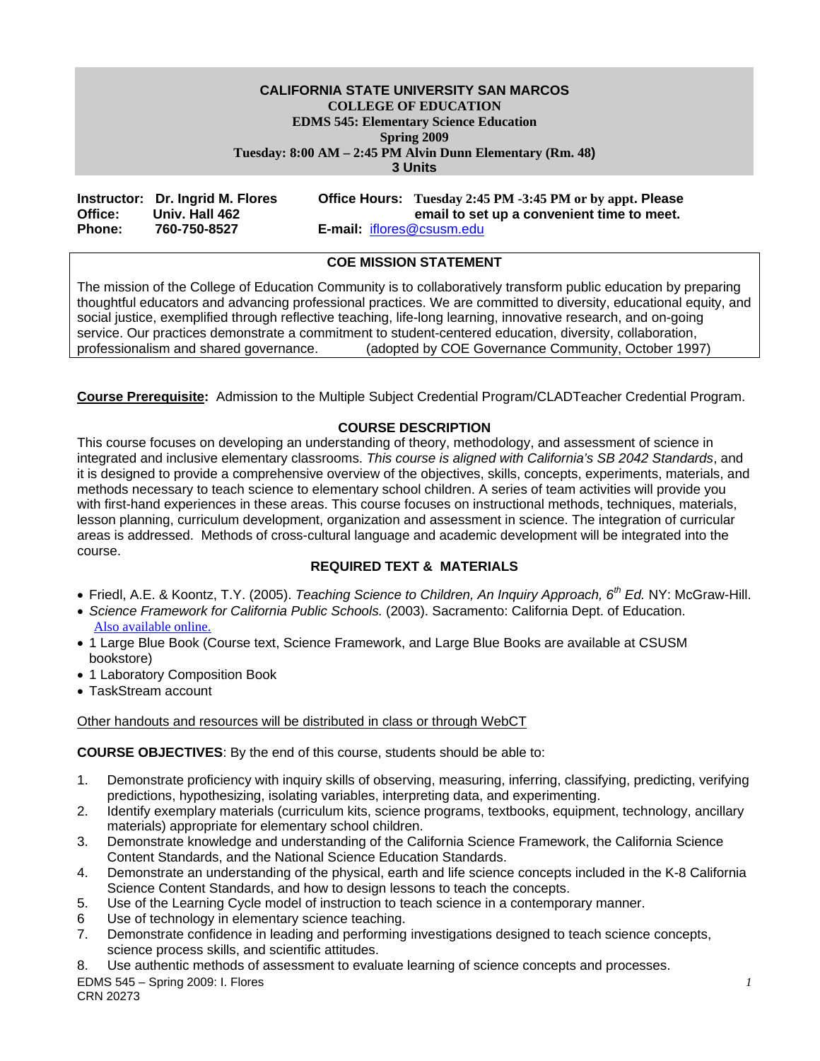# CALIFORNIA STATE UNIVERSITY SAN MARCOS
## COLLEGE OF EDUCATION
### EDMS 545: Elementary Science Education
**Spring 2009**
**Tuesday: 8:00 AM – 2:45 PM Alvin Dunn Elementary (Rm. 48)**
**3 Units**

**Instructor:** Dr. Ingrid M. Flores
**Office:** Univ. Hall 462
**Phone:** 760-750-8527

**Office Hours:** Tuesday 2:45 PM -3:45 PM or by appt. Please email to set up a convenient time to meet.
**E-mail:** iflores@csusm.edu

## COE MISSION STATEMENT

The mission of the College of Education Community is to collaboratively transform public education by preparing thoughtful educators and advancing professional practices. We are committed to diversity, educational equity, and social justice, exemplified through reflective teaching, life-long learning, innovative research, and on-going service. Our practices demonstrate a commitment to student-centered education, diversity, collaboration, professionalism and shared governance. (adopted by COE Governance Community, October 1997)

**Course Prerequisite:** Admission to the Multiple Subject Credential Program/CLADTeacher Credential Program.

## COURSE DESCRIPTION

This course focuses on developing an understanding of theory, methodology, and assessment of science in integrated and inclusive elementary classrooms. *This course is aligned with California's SB 2042 Standards*, and it is designed to provide a comprehensive overview of the objectives, skills, concepts, experiments, materials, and methods necessary to teach science to elementary school children. A series of team activities will provide you with first-hand experiences in these areas. This course focuses on instructional methods, techniques, materials, lesson planning, curriculum development, organization and assessment in science. The integration of curricular areas is addressed. Methods of cross-cultural language and academic development will be integrated into the course.

## REQUIRED TEXT & MATERIALS

- Friedl, A.E. & Koontz, T.Y. (2005). *Teaching Science to Children, An Inquiry Approach, 6th Ed.* NY: McGraw-Hill.
- *Science Framework for California Public Schools.* (2003). Sacramento: California Dept. of Education. Also available online.
- 1 Large Blue Book (Course text, Science Framework, and Large Blue Books are available at CSUSM bookstore)
- 1 Laboratory Composition Book
- TaskStream account

Other handouts and resources will be distributed in class or through WebCT

**COURSE OBJECTIVES**: By the end of this course, students should be able to:

1. Demonstrate proficiency with inquiry skills of observing, measuring, inferring, classifying, predicting, verifying predictions, hypothesizing, isolating variables, interpreting data, and experimenting.
2. Identify exemplary materials (curriculum kits, science programs, textbooks, equipment, technology, ancillary materials) appropriate for elementary school children.
3. Demonstrate knowledge and understanding of the California Science Framework, the California Science Content Standards, and the National Science Education Standards.
4. Demonstrate an understanding of the physical, earth and life science concepts included in the K-8 California Science Content Standards, and how to design lessons to teach the concepts.
5. Use of the Learning Cycle model of instruction to teach science in a contemporary manner.
6. Use of technology in elementary science teaching.
7. Demonstrate confidence in leading and performing investigations designed to teach science concepts, science process skills, and scientific attitudes.
8. Use authentic methods of assessment to evaluate learning of science concepts and processes.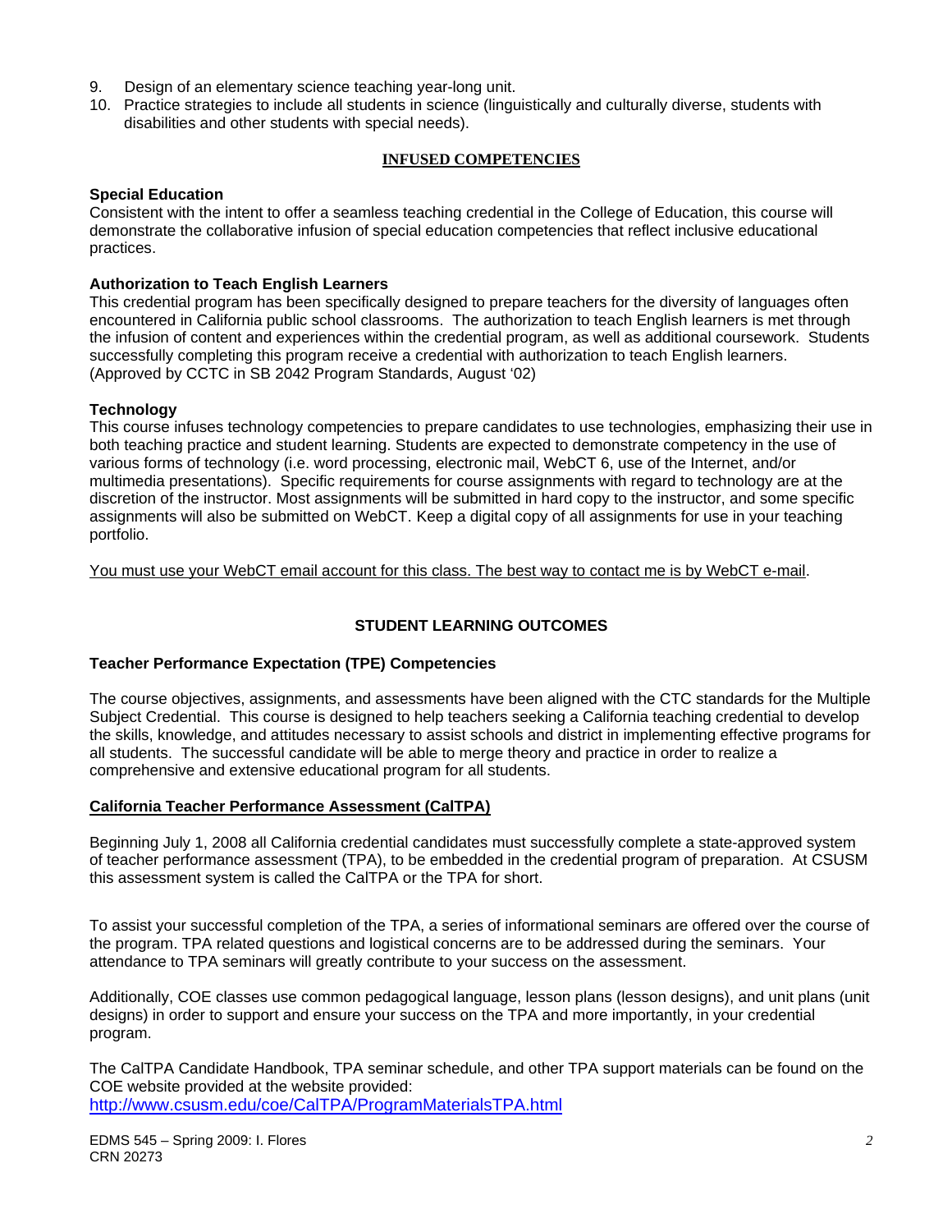9. Design of an elementary science teaching year-long unit.
10. Practice strategies to include all students in science (linguistically and culturally diverse, students with disabilities and other students with special needs).

## INFUSED COMPETENCIES

**Special Education**
Consistent with the intent to offer a seamless teaching credential in the College of Education, this course will demonstrate the collaborative infusion of special education competencies that reflect inclusive educational practices.

**Authorization to Teach English Learners**
This credential program has been specifically designed to prepare teachers for the diversity of languages often encountered in California public school classrooms. The authorization to teach English learners is met through the infusion of content and experiences within the credential program, as well as additional coursework. Students successfully completing this program receive a credential with authorization to teach English learners. (Approved by CCTC in SB 2042 Program Standards, August '02)

**Technology**
This course infuses technology competencies to prepare candidates to use technologies, emphasizing their use in both teaching practice and student learning. Students are expected to demonstrate competency in the use of various forms of technology (i.e. word processing, electronic mail, WebCT 6, use of the Internet, and/or multimedia presentations). Specific requirements for course assignments with regard to technology are at the discretion of the instructor. Most assignments will be submitted in hard copy to the instructor, and some specific assignments will also be submitted on WebCT. Keep a digital copy of all assignments for use in your teaching portfolio.

You must use your WebCT email account for this class. The best way to contact me is by WebCT e-mail.

## STUDENT LEARNING OUTCOMES

**Teacher Performance Expectation (TPE) Competencies**

The course objectives, assignments, and assessments have been aligned with the CTC standards for the Multiple Subject Credential. This course is designed to help teachers seeking a California teaching credential to develop the skills, knowledge, and attitudes necessary to assist schools and district in implementing effective programs for all students. The successful candidate will be able to merge theory and practice in order to realize a comprehensive and extensive educational program for all students.

**California Teacher Performance Assessment (CalTPA)**

Beginning July 1, 2008 all California credential candidates must successfully complete a state-approved system of teacher performance assessment (TPA), to be embedded in the credential program of preparation. At CSUSM this assessment system is called the CalTPA or the TPA for short.

To assist your successful completion of the TPA, a series of informational seminars are offered over the course of the program. TPA related questions and logistical concerns are to be addressed during the seminars. Your attendance to TPA seminars will greatly contribute to your success on the assessment.

Additionally, COE classes use common pedagogical language, lesson plans (lesson designs), and unit plans (unit designs) in order to support and ensure your success on the TPA and more importantly, in your credential program.

The CalTPA Candidate Handbook, TPA seminar schedule, and other TPA support materials can be found on the COE website provided at the website provided:
http://www.csusm.edu/coe/CalTPA/ProgramMaterialsTPA.html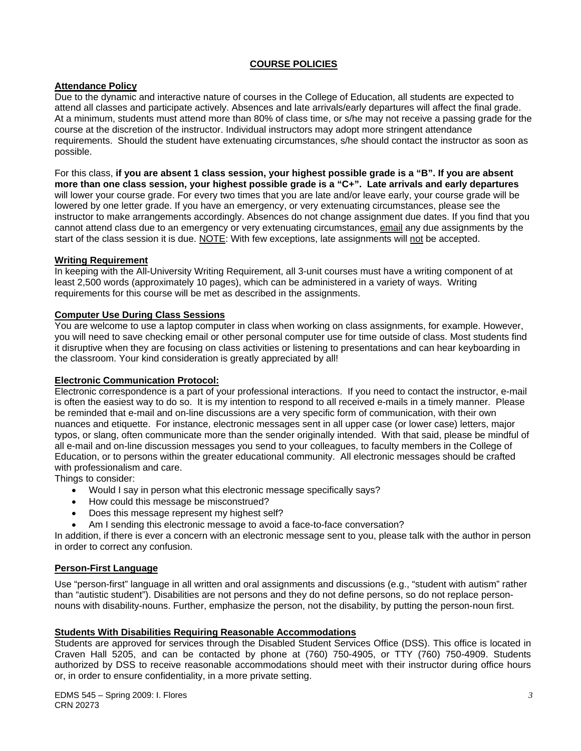# COURSE POLICIES

**Attendance Policy**

Due to the dynamic and interactive nature of courses in the College of Education, all students are expected to attend all classes and participate actively. Absences and late arrivals/early departures will affect the final grade. At a minimum, students must attend more than 80% of class time, or s/he may not receive a passing grade for the course at the discretion of the instructor. Individual instructors may adopt more stringent attendance requirements. Should the student have extenuating circumstances, s/he should contact the instructor as soon as possible.

For this class, **if you are absent 1 class session, your highest possible grade is a "B". If you are absent more than one class session, your highest possible grade is a "C+". Late arrivals and early departures** will lower your course grade. For every two times that you are late and/or leave early, your course grade will be lowered by one letter grade. If you have an emergency, or very extenuating circumstances, please see the instructor to make arrangements accordingly. Absences do not change assignment due dates. If you find that you cannot attend class due to an emergency or very extenuating circumstances, email any due assignments by the start of the class session it is due. NOTE: With few exceptions, late assignments will not be accepted.

**Writing Requirement**

In keeping with the All-University Writing Requirement, all 3-unit courses must have a writing component of at least 2,500 words (approximately 10 pages), which can be administered in a variety of ways. Writing requirements for this course will be met as described in the assignments.

**Computer Use During Class Sessions**

You are welcome to use a laptop computer in class when working on class assignments, for example. However, you will need to save checking email or other personal computer use for time outside of class. Most students find it disruptive when they are focusing on class activities or listening to presentations and can hear keyboarding in the classroom. Your kind consideration is greatly appreciated by all!

**Electronic Communication Protocol:**

Electronic correspondence is a part of your professional interactions. If you need to contact the instructor, e-mail is often the easiest way to do so. It is my intention to respond to all received e-mails in a timely manner. Please be reminded that e-mail and on-line discussions are a very specific form of communication, with their own nuances and etiquette. For instance, electronic messages sent in all upper case (or lower case) letters, major typos, or slang, often communicate more than the sender originally intended. With that said, please be mindful of all e-mail and on-line discussion messages you send to your colleagues, to faculty members in the College of Education, or to persons within the greater educational community. All electronic messages should be crafted with professionalism and care.

Things to consider:

- Would I say in person what this electronic message specifically says?
- How could this message be misconstrued?
- Does this message represent my highest self?
- Am I sending this electronic message to avoid a face-to-face conversation?

In addition, if there is ever a concern with an electronic message sent to you, please talk with the author in person in order to correct any confusion.

**Person-First Language**

Use "person-first" language in all written and oral assignments and discussions (e.g., "student with autism" rather than "autistic student"). Disabilities are not persons and they do not define persons, so do not replace person-nouns with disability-nouns. Further, emphasize the person, not the disability, by putting the person-noun first.

**Students With Disabilities Requiring Reasonable Accommodations**

Students are approved for services through the Disabled Student Services Office (DSS). This office is located in Craven Hall 5205, and can be contacted by phone at (760) 750-4905, or TTY (760) 750-4909. Students authorized by DSS to receive reasonable accommodations should meet with their instructor during office hours or, in order to ensure confidentiality, in a more private setting.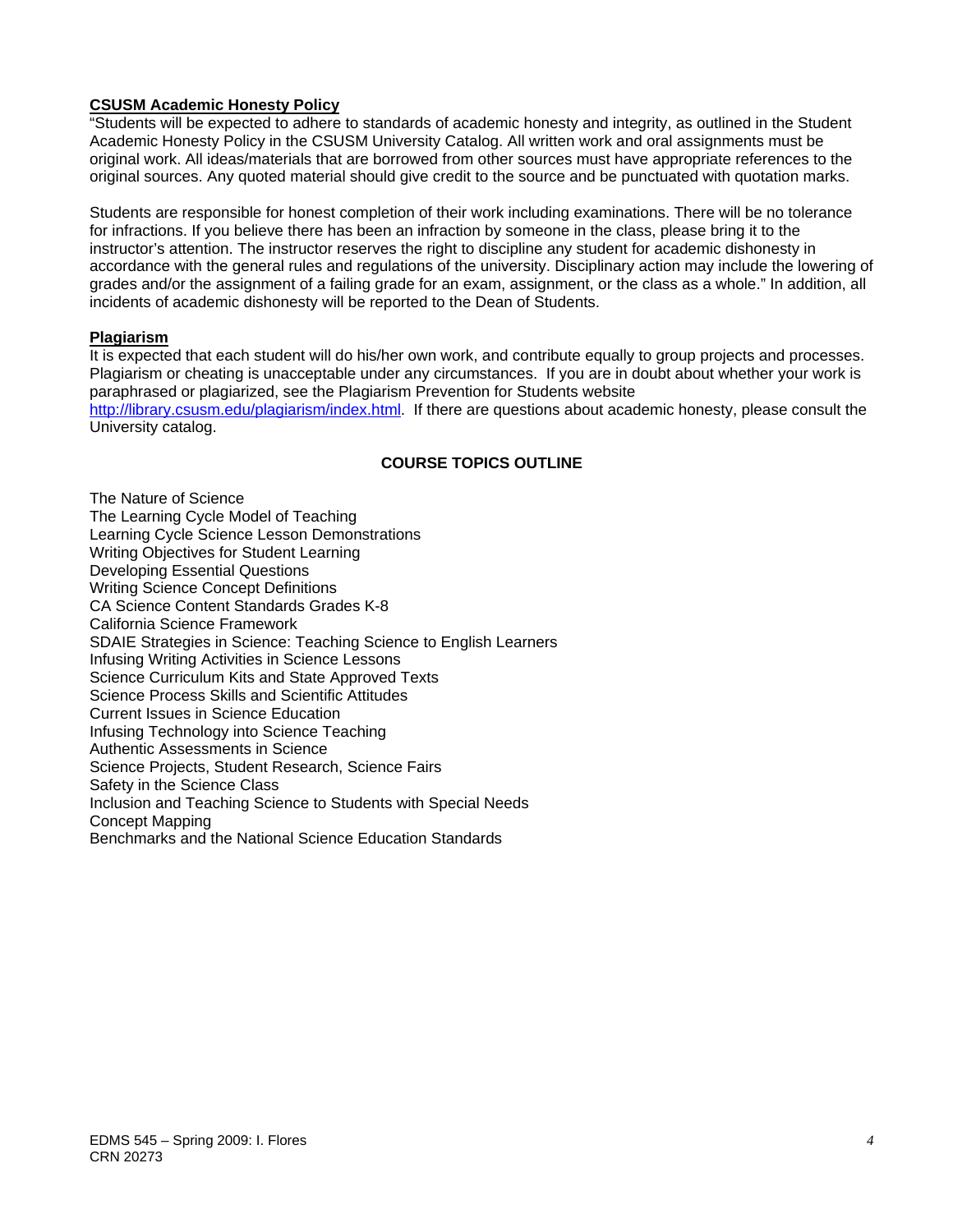**CSUSM Academic Honesty Policy**

"Students will be expected to adhere to standards of academic honesty and integrity, as outlined in the Student Academic Honesty Policy in the CSUSM University Catalog. All written work and oral assignments must be original work. All ideas/materials that are borrowed from other sources must have appropriate references to the original sources. Any quoted material should give credit to the source and be punctuated with quotation marks.

Students are responsible for honest completion of their work including examinations. There will be no tolerance for infractions. If you believe there has been an infraction by someone in the class, please bring it to the instructor's attention. The instructor reserves the right to discipline any student for academic dishonesty in accordance with the general rules and regulations of the university. Disciplinary action may include the lowering of grades and/or the assignment of a failing grade for an exam, assignment, or the class as a whole." In addition, all incidents of academic dishonesty will be reported to the Dean of Students.

**Plagiarism**

It is expected that each student will do his/her own work, and contribute equally to group projects and processes. Plagiarism or cheating is unacceptable under any circumstances. If you are in doubt about whether your work is paraphrased or plagiarized, see the Plagiarism Prevention for Students website http://library.csusm.edu/plagiarism/index.html. If there are questions about academic honesty, please consult the University catalog.

## COURSE TOPICS OUTLINE

The Nature of Science
The Learning Cycle Model of Teaching
Learning Cycle Science Lesson Demonstrations
Writing Objectives for Student Learning
Developing Essential Questions
Writing Science Concept Definitions
CA Science Content Standards Grades K-8
California Science Framework
SDAIE Strategies in Science: Teaching Science to English Learners
Infusing Writing Activities in Science Lessons
Science Curriculum Kits and State Approved Texts
Science Process Skills and Scientific Attitudes
Current Issues in Science Education
Infusing Technology into Science Teaching
Authentic Assessments in Science
Science Projects, Student Research, Science Fairs
Safety in the Science Class
Inclusion and Teaching Science to Students with Special Needs
Concept Mapping
Benchmarks and the National Science Education Standards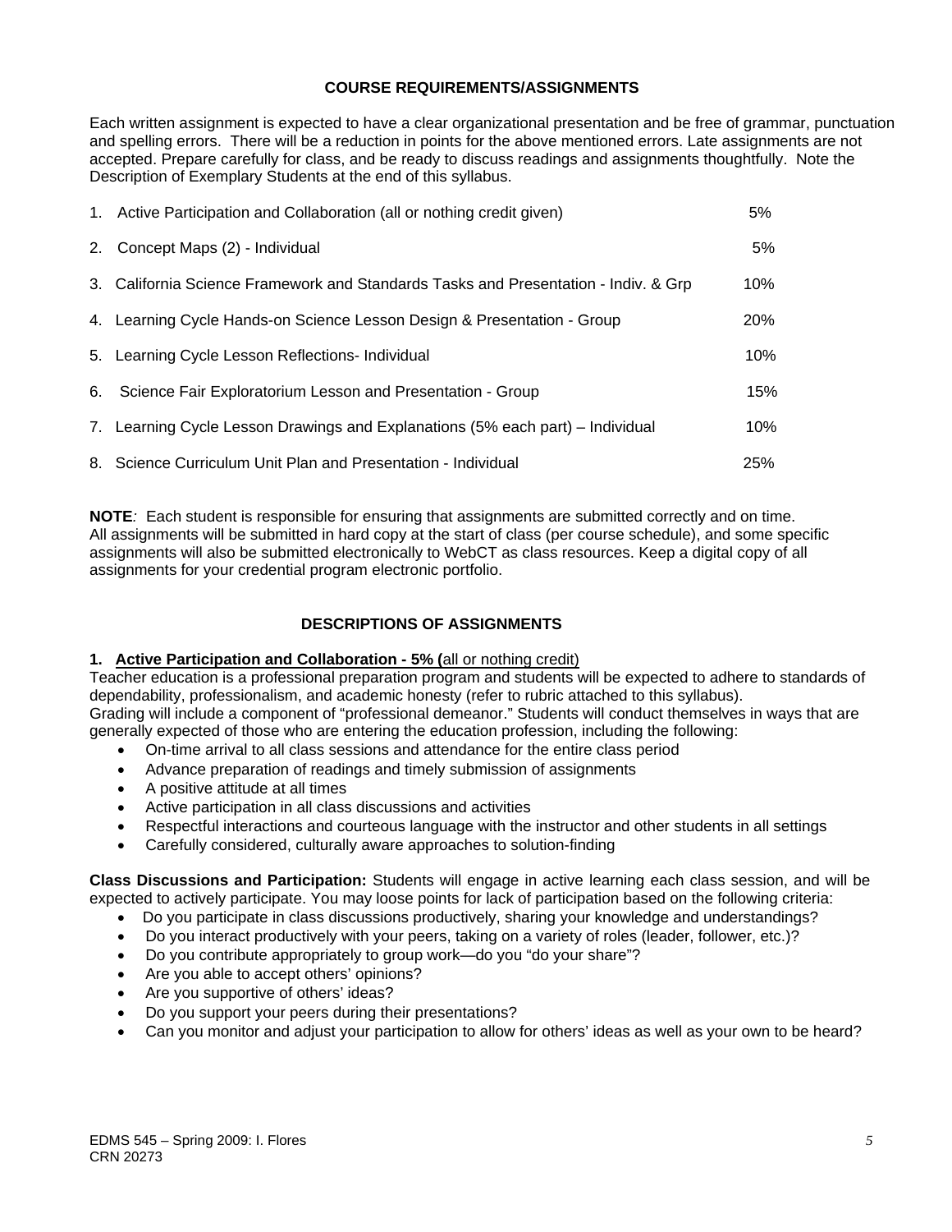## COURSE REQUIREMENTS/ASSIGNMENTS

Each written assignment is expected to have a clear organizational presentation and be free of grammar, punctuation and spelling errors. There will be a reduction in points for the above mentioned errors. Late assignments are not accepted. Prepare carefully for class, and be ready to discuss readings and assignments thoughtfully. Note the Description of Exemplary Students at the end of this syllabus.

| | | |
|---|---|---|
| 1. | Active Participation and Collaboration (all or nothing credit given) | 5% |
| 2. | Concept Maps (2) - Individual | 5% |
| 3. | California Science Framework and Standards Tasks and Presentation - Indiv. & Grp | 10% |
| 4. | Learning Cycle Hands-on Science Lesson Design & Presentation - Group | 20% |
| 5. | Learning Cycle Lesson Reflections- Individual | 10% |
| 6. | Science Fair Exploratorium Lesson and Presentation - Group | 15% |
| 7. | Learning Cycle Lesson Drawings and Explanations (5% each part) – Individual | 10% |
| 8. | Science Curriculum Unit Plan and Presentation - Individual | 25% |

**NOTE***:* Each student is responsible for ensuring that assignments are submitted correctly and on time. All assignments will be submitted in hard copy at the start of class (per course schedule), and some specific assignments will also be submitted electronically to WebCT as class resources. Keep a digital copy of all assignments for your credential program electronic portfolio.

## DESCRIPTIONS OF ASSIGNMENTS

**1. Active Participation and Collaboration - 5% (**all or nothing credit)

Teacher education is a professional preparation program and students will be expected to adhere to standards of dependability, professionalism, and academic honesty (refer to rubric attached to this syllabus).
Grading will include a component of "professional demeanor." Students will conduct themselves in ways that are generally expected of those who are entering the education profession, including the following:

- On-time arrival to all class sessions and attendance for the entire class period
- Advance preparation of readings and timely submission of assignments
- A positive attitude at all times
- Active participation in all class discussions and activities
- Respectful interactions and courteous language with the instructor and other students in all settings
- Carefully considered, culturally aware approaches to solution-finding

**Class Discussions and Participation:** Students will engage in active learning each class session, and will be expected to actively participate. You may loose points for lack of participation based on the following criteria:

- Do you participate in class discussions productively, sharing your knowledge and understandings?
- Do you interact productively with your peers, taking on a variety of roles (leader, follower, etc.)?
- Do you contribute appropriately to group work—do you "do your share"?
- Are you able to accept others' opinions?
- Are you supportive of others' ideas?
- Do you support your peers during their presentations?
- Can you monitor and adjust your participation to allow for others' ideas as well as your own to be heard?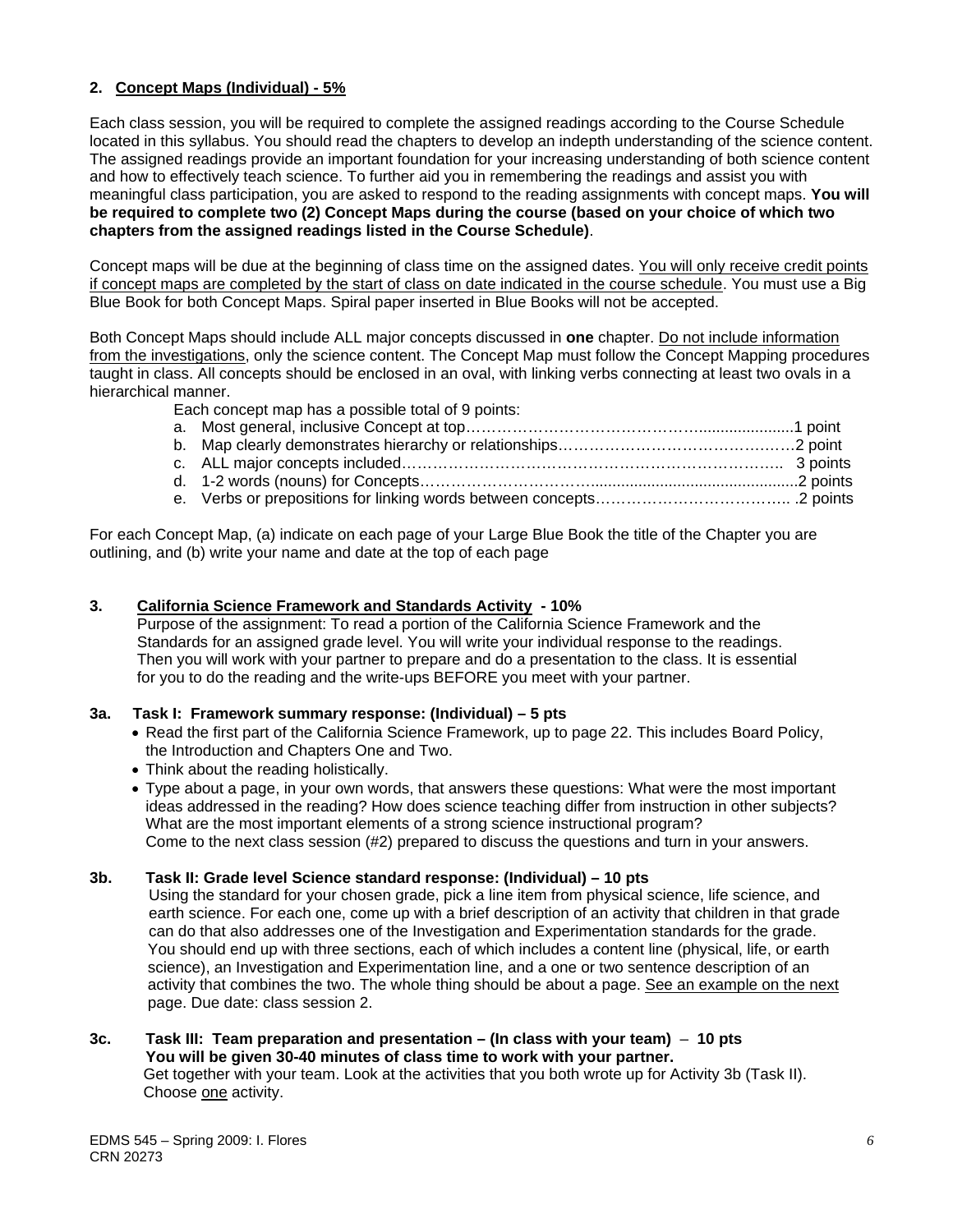## 2. Concept Maps (Individual) - 5%

Each class session, you will be required to complete the assigned readings according to the Course Schedule located in this syllabus. You should read the chapters to develop an indepth understanding of the science content. The assigned readings provide an important foundation for your increasing understanding of both science content and how to effectively teach science. To further aid you in remembering the readings and assist you with meaningful class participation, you are asked to respond to the reading assignments with concept maps. **You will be required to complete two (2) Concept Maps during the course (based on your choice of which two chapters from the assigned readings listed in the Course Schedule)**.

Concept maps will be due at the beginning of class time on the assigned dates. You will only receive credit points if concept maps are completed by the start of class on date indicated in the course schedule. You must use a Big Blue Book for both Concept Maps. Spiral paper inserted in Blue Books will not be accepted.

Both Concept Maps should include ALL major concepts discussed in **one** chapter. Do not include information from the investigations, only the science content. The Concept Map must follow the Concept Mapping procedures taught in class. All concepts should be enclosed in an oval, with linking verbs connecting at least two ovals in a hierarchical manner.

Each concept map has a possible total of 9 points:

a. Most general, inclusive Concept at top………………………………………......................1 point
b. Map clearly demonstrates hierarchy or relationships………………………………….……2 point
c. ALL major concepts included……………………………………………………………….. 3 points
d. 1-2 words (nouns) for Concepts……………………………...............................................2 points
e. Verbs or prepositions for linking words between concepts……………………………….. .2 points

For each Concept Map, (a) indicate on each page of your Large Blue Book the title of the Chapter you are outlining, and (b) write your name and date at the top of each page

## 3. California Science Framework and Standards Activity - 10%

Purpose of the assignment: To read a portion of the California Science Framework and the Standards for an assigned grade level. You will write your individual response to the readings. Then you will work with your partner to prepare and do a presentation to the class. It is essential for you to do the reading and the write-ups BEFORE you meet with your partner.

### 3a. Task I: Framework summary response: (Individual) – 5 pts

- Read the first part of the California Science Framework, up to page 22. This includes Board Policy, the Introduction and Chapters One and Two.
- Think about the reading holistically.
- Type about a page, in your own words, that answers these questions: What were the most important ideas addressed in the reading? How does science teaching differ from instruction in other subjects? What are the most important elements of a strong science instructional program? Come to the next class session (#2) prepared to discuss the questions and turn in your answers.

### 3b. Task II: Grade level Science standard response: (Individual) – 10 pts

Using the standard for your chosen grade, pick a line item from physical science, life science, and earth science. For each one, come up with a brief description of an activity that children in that grade can do that also addresses one of the Investigation and Experimentation standards for the grade. You should end up with three sections, each of which includes a content line (physical, life, or earth science), an Investigation and Experimentation line, and a one or two sentence description of an activity that combines the two. The whole thing should be about a page. See an example on the next page. Due date: class session 2.

### 3c. Task III: Team preparation and presentation – (In class with your team) – 10 pts

**You will be given 30-40 minutes of class time to work with your partner.**

Get together with your team. Look at the activities that you both wrote up for Activity 3b (Task II). Choose one activity.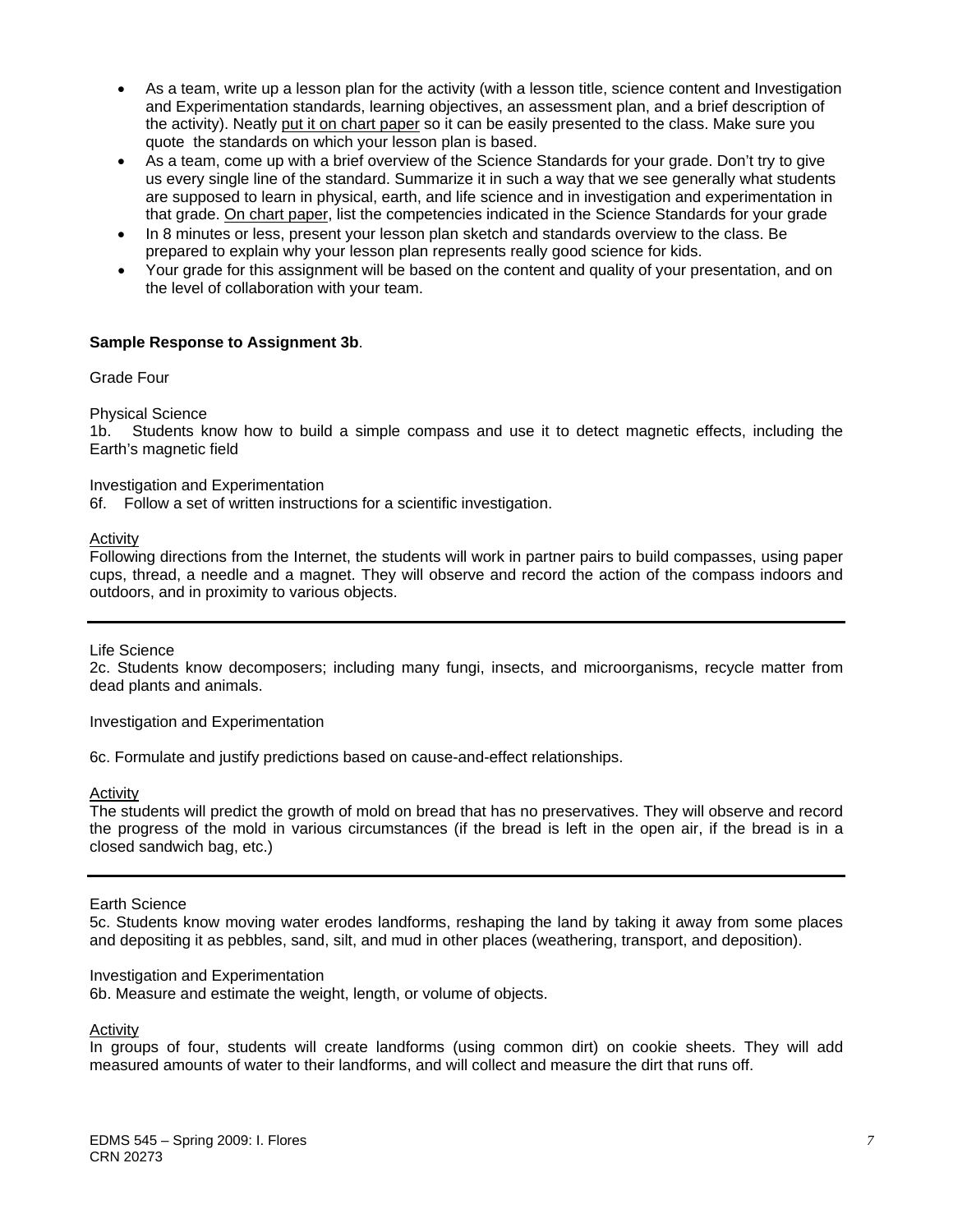- As a team, write up a lesson plan for the activity (with a lesson title, science content and Investigation and Experimentation standards, learning objectives, an assessment plan, and a brief description of the activity). Neatly put it on chart paper so it can be easily presented to the class. Make sure you quote the standards on which your lesson plan is based.
- As a team, come up with a brief overview of the Science Standards for your grade. Don't try to give us every single line of the standard. Summarize it in such a way that we see generally what students are supposed to learn in physical, earth, and life science and in investigation and experimentation in that grade. On chart paper, list the competencies indicated in the Science Standards for your grade
- In 8 minutes or less, present your lesson plan sketch and standards overview to the class. Be prepared to explain why your lesson plan represents really good science for kids.
- Your grade for this assignment will be based on the content and quality of your presentation, and on the level of collaboration with your team.

**Sample Response to Assignment 3b**.

Grade Four

Physical Science
1b. Students know how to build a simple compass and use it to detect magnetic effects, including the Earth's magnetic field

Investigation and Experimentation
6f. Follow a set of written instructions for a scientific investigation.

Activity
Following directions from the Internet, the students will work in partner pairs to build compasses, using paper cups, thread, a needle and a magnet. They will observe and record the action of the compass indoors and outdoors, and in proximity to various objects.

---

Life Science
2c. Students know decomposers; including many fungi, insects, and microorganisms, recycle matter from dead plants and animals.

Investigation and Experimentation

6c. Formulate and justify predictions based on cause-and-effect relationships.

Activity
The students will predict the growth of mold on bread that has no preservatives. They will observe and record the progress of the mold in various circumstances (if the bread is left in the open air, if the bread is in a closed sandwich bag, etc.)

---

Earth Science
5c. Students know moving water erodes landforms, reshaping the land by taking it away from some places and depositing it as pebbles, sand, silt, and mud in other places (weathering, transport, and deposition).

Investigation and Experimentation
6b. Measure and estimate the weight, length, or volume of objects.

Activity
In groups of four, students will create landforms (using common dirt) on cookie sheets. They will add measured amounts of water to their landforms, and will collect and measure the dirt that runs off.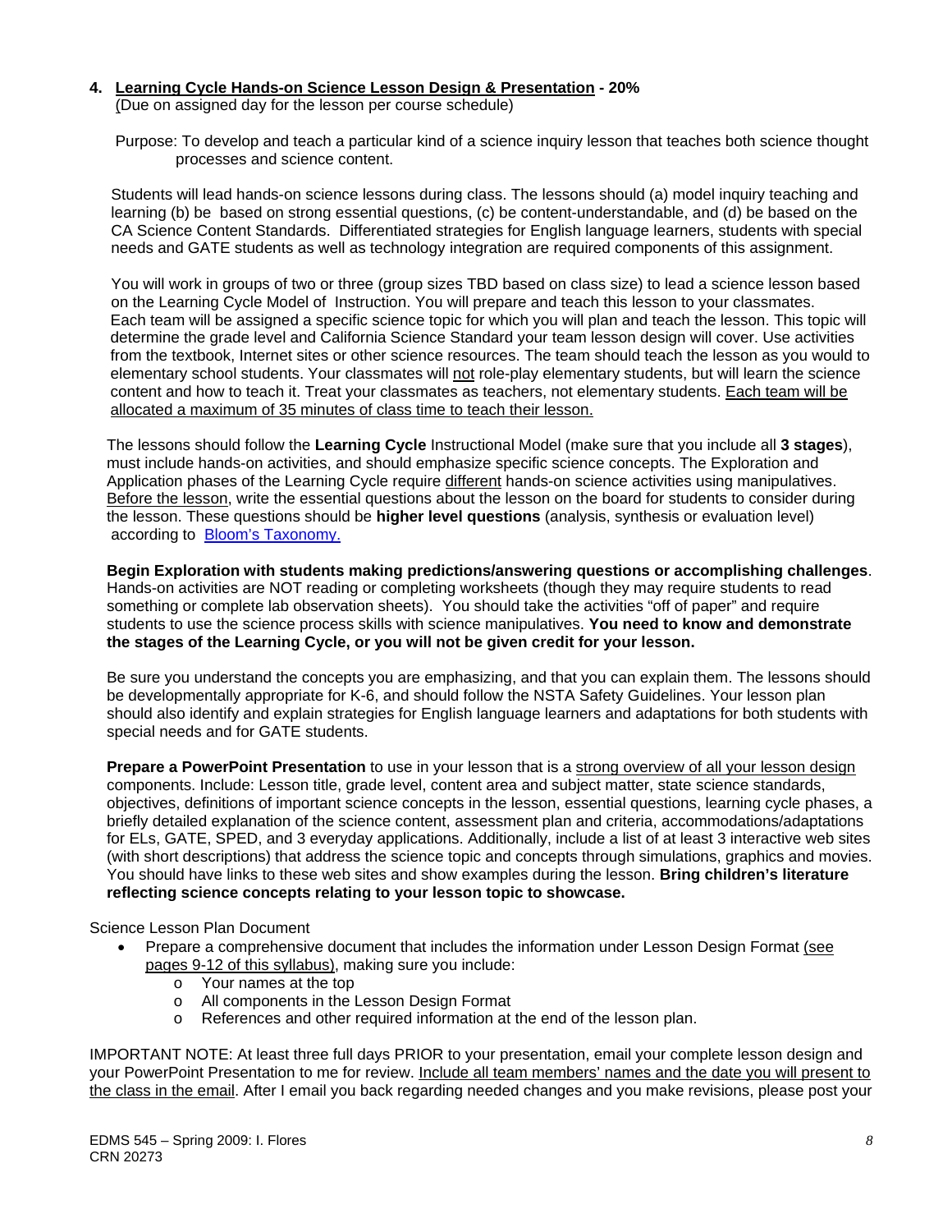**4. Learning Cycle Hands-on Science Lesson Design & Presentation - 20%**
(Due on assigned day for the lesson per course schedule)

Purpose: To develop and teach a particular kind of a science inquiry lesson that teaches both science thought processes and science content.

Students will lead hands-on science lessons during class. The lessons should (a) model inquiry teaching and learning (b) be based on strong essential questions, (c) be content-understandable, and (d) be based on the CA Science Content Standards. Differentiated strategies for English language learners, students with special needs and GATE students as well as technology integration are required components of this assignment.

You will work in groups of two or three (group sizes TBD based on class size) to lead a science lesson based on the Learning Cycle Model of Instruction. You will prepare and teach this lesson to your classmates. Each team will be assigned a specific science topic for which you will plan and teach the lesson. This topic will determine the grade level and California Science Standard your team lesson design will cover. Use activities from the textbook, Internet sites or other science resources. The team should teach the lesson as you would to elementary school students. Your classmates will not role-play elementary students, but will learn the science content and how to teach it. Treat your classmates as teachers, not elementary students. Each team will be allocated a maximum of 35 minutes of class time to teach their lesson.

The lessons should follow the **Learning Cycle** Instructional Model (make sure that you include all **3 stages**), must include hands-on activities, and should emphasize specific science concepts. The Exploration and Application phases of the Learning Cycle require different hands-on science activities using manipulatives. Before the lesson, write the essential questions about the lesson on the board for students to consider during the lesson. These questions should be **higher level questions** (analysis, synthesis or evaluation level) according to Bloom's Taxonomy.

**Begin Exploration with students making predictions/answering questions or accomplishing challenges**. Hands-on activities are NOT reading or completing worksheets (though they may require students to read something or complete lab observation sheets). You should take the activities "off of paper" and require students to use the science process skills with science manipulatives. **You need to know and demonstrate the stages of the Learning Cycle, or you will not be given credit for your lesson.**

Be sure you understand the concepts you are emphasizing, and that you can explain them. The lessons should be developmentally appropriate for K-6, and should follow the NSTA Safety Guidelines. Your lesson plan should also identify and explain strategies for English language learners and adaptations for both students with special needs and for GATE students.

**Prepare a PowerPoint Presentation** to use in your lesson that is a strong overview of all your lesson design components. Include: Lesson title, grade level, content area and subject matter, state science standards, objectives, definitions of important science concepts in the lesson, essential questions, learning cycle phases, a briefly detailed explanation of the science content, assessment plan and criteria, accommodations/adaptations for ELs, GATE, SPED, and 3 everyday applications. Additionally, include a list of at least 3 interactive web sites (with short descriptions) that address the science topic and concepts through simulations, graphics and movies. You should have links to these web sites and show examples during the lesson. **Bring children's literature reflecting science concepts relating to your lesson topic to showcase.**

Science Lesson Plan Document

- Prepare a comprehensive document that includes the information under Lesson Design Format (see pages 9-12 of this syllabus), making sure you include:
  - Your names at the top
  - All components in the Lesson Design Format
  - References and other required information at the end of the lesson plan.

IMPORTANT NOTE: At least three full days PRIOR to your presentation, email your complete lesson design and your PowerPoint Presentation to me for review. Include all team members' names and the date you will present to the class in the email. After I email you back regarding needed changes and you make revisions, please post your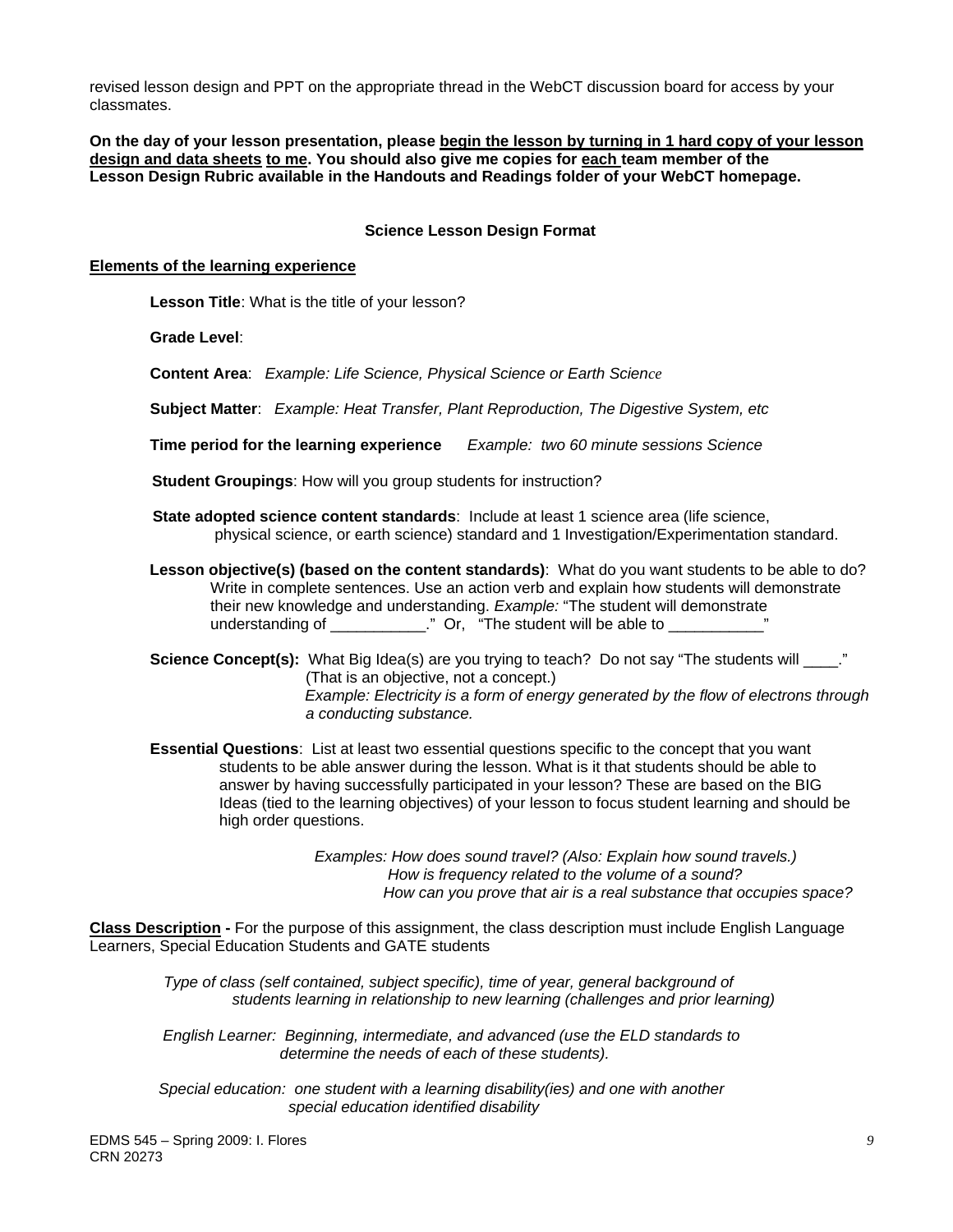revised lesson design and PPT on the appropriate thread in the WebCT discussion board for access by your classmates.

**On the day of your lesson presentation, please begin the lesson by turning in 1 hard copy of your lesson design and data sheets to me. You should also give me copies for each team member of the Lesson Design Rubric available in the Handouts and Readings folder of your WebCT homepage.**

## Science Lesson Design Format

**Elements of the learning experience**

**Lesson Title**: What is the title of your lesson?

**Grade Level**:

**Content Area**: *Example: Life Science, Physical Science or Earth Science*

**Subject Matter**: *Example: Heat Transfer, Plant Reproduction, The Digestive System, etc*

**Time period for the learning experience** *Example: two 60 minute sessions Science*

**Student Groupings**: How will you group students for instruction?

**State adopted science content standards**: Include at least 1 science area (life science, physical science, or earth science) standard and 1 Investigation/Experimentation standard.

**Lesson objective(s) (based on the content standards)**: What do you want students to be able to do? Write in complete sentences. Use an action verb and explain how students will demonstrate their new knowledge and understanding. *Example:* "The student will demonstrate understanding of ___________." Or, "The student will be able to ___________"

**Science Concept(s):** What Big Idea(s) are you trying to teach? Do not say "The students will ____." (That is an objective, not a concept.) *Example: Electricity is a form of energy generated by the flow of electrons through a conducting substance.*

**Essential Questions**: List at least two essential questions specific to the concept that you want students to be able answer during the lesson. What is it that students should be able to answer by having successfully participated in your lesson? These are based on the BIG Ideas (tied to the learning objectives) of your lesson to focus student learning and should be high order questions.

*Examples: How does sound travel? (Also: Explain how sound travels.)*
*How is frequency related to the volume of a sound?*
*How can you prove that air is a real substance that occupies space?*

**Class Description -** For the purpose of this assignment, the class description must include English Language Learners, Special Education Students and GATE students

*Type of class (self contained, subject specific), time of year, general background of students learning in relationship to new learning (challenges and prior learning)*

*English Learner: Beginning, intermediate, and advanced (use the ELD standards to determine the needs of each of these students).*

*Special education: one student with a learning disability(ies) and one with another special education identified disability*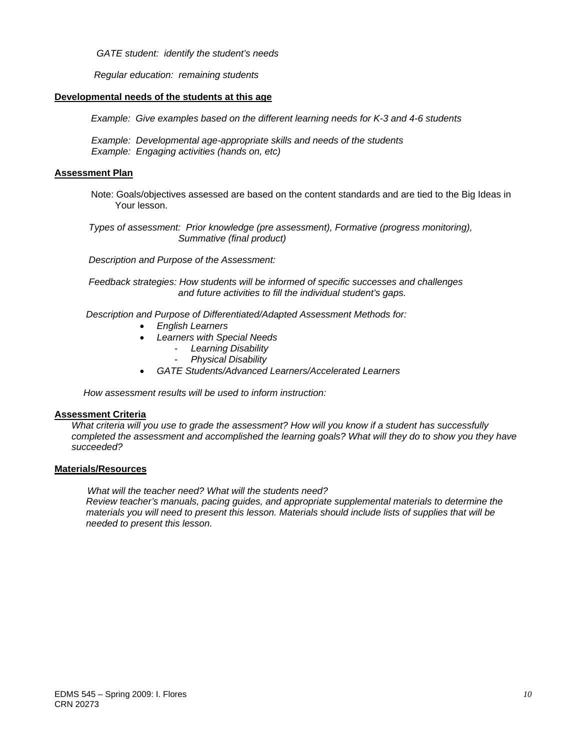*GATE student: identify the student's needs*

*Regular education: remaining students*

**Developmental needs of the students at this age**

*Example: Give examples based on the different learning needs for K-3 and 4-6 students*

*Example: Developmental age-appropriate skills and needs of the students*
*Example: Engaging activities (hands on, etc)*

**Assessment Plan**

Note: Goals/objectives assessed are based on the content standards and are tied to the Big Ideas in Your lesson.

*Types of assessment: Prior knowledge (pre assessment), Formative (progress monitoring), Summative (final product)*

*Description and Purpose of the Assessment:*

*Feedback strategies: How students will be informed of specific successes and challenges and future activities to fill the individual student's gaps.*

*Description and Purpose of Differentiated/Adapted Assessment Methods for:*

- *English Learners*
- *Learners with Special Needs*
    - *Learning Disability*
    - *Physical Disability*
- *GATE Students/Advanced Learners/Accelerated Learners*

*How assessment results will be used to inform instruction:*

**Assessment Criteria**

*What criteria will you use to grade the assessment? How will you know if a student has successfully completed the assessment and accomplished the learning goals? What will they do to show you they have succeeded?*

**Materials/Resources**

*What will the teacher need? What will the students need?*
*Review teacher's manuals, pacing guides, and appropriate supplemental materials to determine the materials you will need to present this lesson. Materials should include lists of supplies that will be needed to present this lesson.*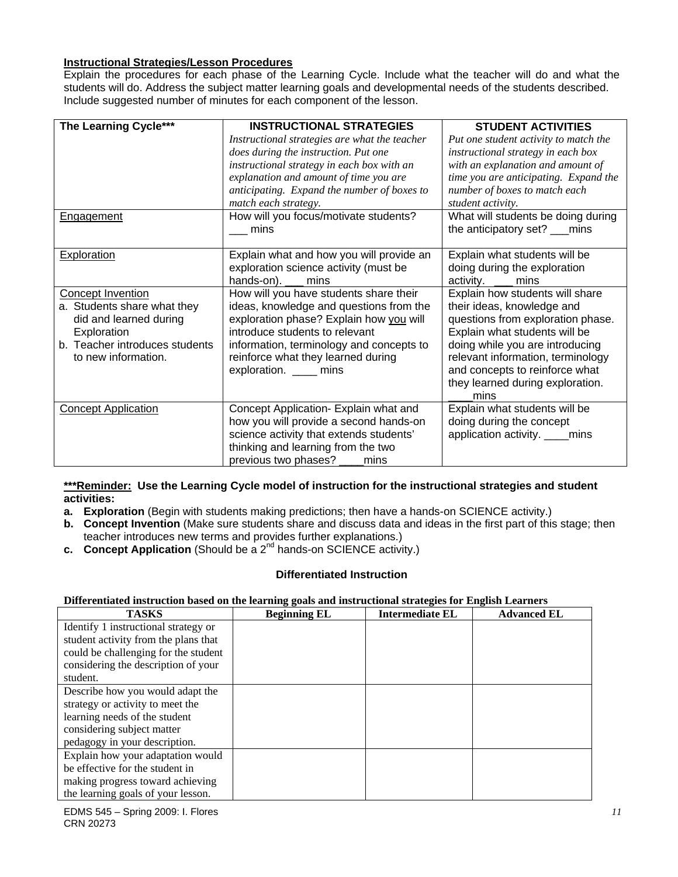**Instructional Strategies/Lesson Procedures**

Explain the procedures for each phase of the Learning Cycle. Include what the teacher will do and what the students will do. Address the subject matter learning goals and developmental needs of the students described. Include suggested number of minutes for each component of the lesson.

| The Learning Cycle*** | INSTRUCTIONAL STRATEGIES *Instructional strategies are what the teacher does during the instruction. Put one instructional strategy in each box with an explanation and amount of time you are anticipating. Expand the number of boxes to match each strategy.* | STUDENT ACTIVITIES *Put one student activity to match the instructional strategy in each box with an explanation and amount of time you are anticipating. Expand the number of boxes to match each student activity.* |
|---|---|---|
| Engagement | How will you focus/motivate students? ___ mins | What will students be doing during the anticipatory set? ___mins |
| Exploration | Explain what and how you will provide an exploration science activity (must be hands-on). ___ mins | Explain what students will be doing during the exploration activity. ___ mins |
| Concept Invention<br>a. Students share what they did and learned during Exploration<br>b. Teacher introduces students to new information. | How will you have students share their ideas, knowledge and questions from the exploration phase? Explain how you will introduce students to relevant information, terminology and concepts to reinforce what they learned during exploration. ____ mins | Explain how students will share their ideas, knowledge and questions from exploration phase. Explain what students will be doing while you are introducing relevant information, terminology and concepts to reinforce what they learned during exploration. ____mins |
| Concept Application | Concept Application- Explain what and how you will provide a second hands-on science activity that extends students' thinking and learning from the two previous phases? ____mins | Explain what students will be doing during the concept application activity. ____mins |

**\*\*\*Reminder: Use the Learning Cycle model of instruction for the instructional strategies and student activities:**

- **a. Exploration** (Begin with students making predictions; then have a hands-on SCIENCE activity.)
- **b. Concept Invention** (Make sure students share and discuss data and ideas in the first part of this stage; then teacher introduces new terms and provides further explanations.)
- **c. Concept Application** (Should be a 2nd hands-on SCIENCE activity.)

### Differentiated Instruction

**Differentiated instruction based on the learning goals and instructional strategies for English Learners**

| TASKS | Beginning EL | Intermediate EL | Advanced EL |
|---|---|---|---|
| Identify 1 instructional strategy or student activity from the plans that could be challenging for the student considering the description of your student. | | | |
| Describe how you would adapt the strategy or activity to meet the learning needs of the student considering subject matter pedagogy in your description. | | | |
| Explain how your adaptation would be effective for the student in making progress toward achieving the learning goals of your lesson. | | | |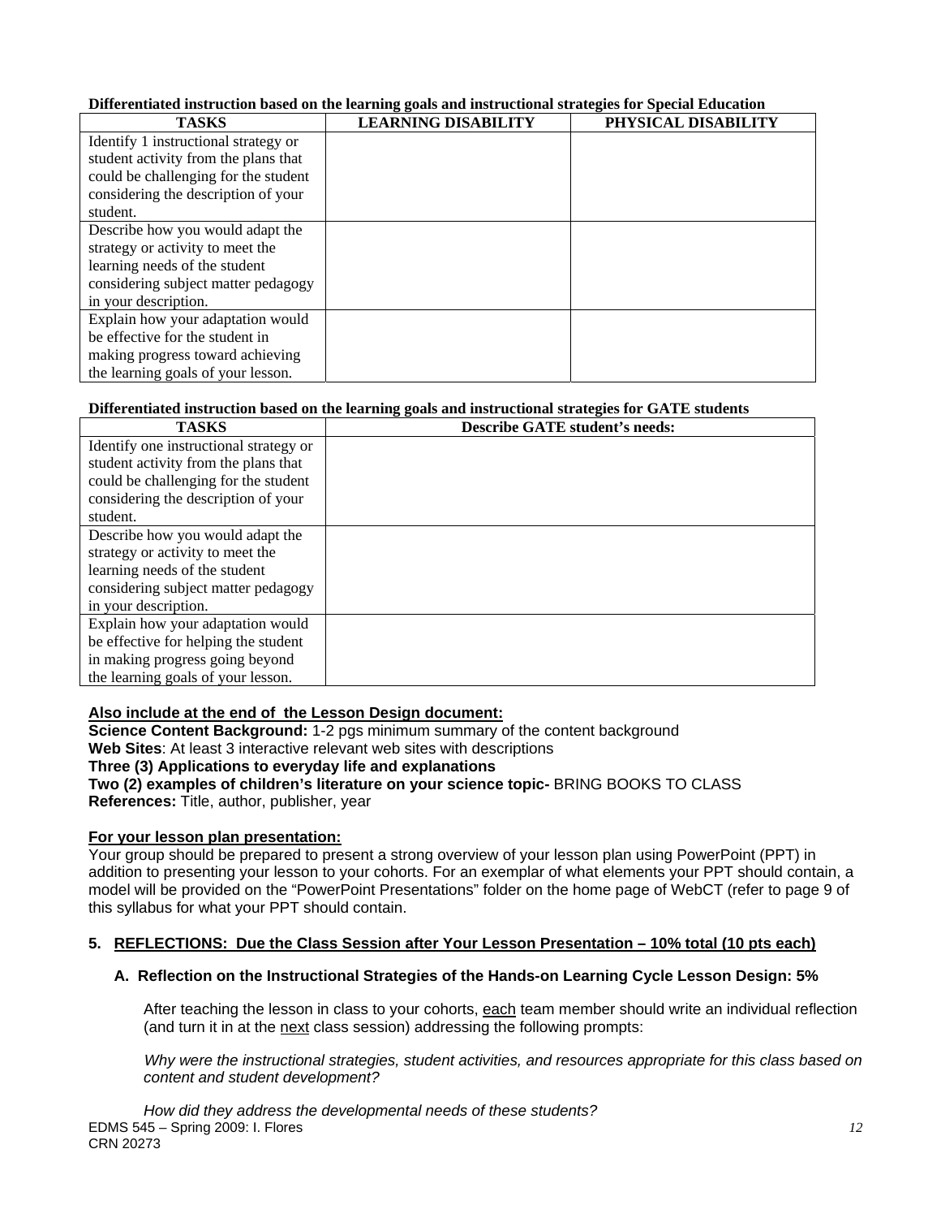**Differentiated instruction based on the learning goals and instructional strategies for Special Education**

| TASKS | LEARNING DISABILITY | PHYSICAL DISABILITY |
|---|---|---|
| Identify 1 instructional strategy or student activity from the plans that could be challenging for the student considering the description of your student. | | |
| Describe how you would adapt the strategy or activity to meet the learning needs of the student considering subject matter pedagogy in your description. | | |
| Explain how your adaptation would be effective for the student in making progress toward achieving the learning goals of your lesson. | | |

**Differentiated instruction based on the learning goals and instructional strategies for GATE students**

| TASKS | Describe GATE student's needs: |
|---|---|
| Identify one instructional strategy or student activity from the plans that could be challenging for the student considering the description of your student. | |
| Describe how you would adapt the strategy or activity to meet the learning needs of the student considering subject matter pedagogy in your description. | |
| Explain how your adaptation would be effective for helping the student in making progress going beyond the learning goals of your lesson. | |

**Also include at the end of the Lesson Design document:**

**Science Content Background:** 1-2 pgs minimum summary of the content background
**Web Sites**: At least 3 interactive relevant web sites with descriptions
**Three (3) Applications to everyday life and explanations**
**Two (2) examples of children's literature on your science topic-** BRING BOOKS TO CLASS
**References:** Title, author, publisher, year

**For your lesson plan presentation:**

Your group should be prepared to present a strong overview of your lesson plan using PowerPoint (PPT) in addition to presenting your lesson to your cohorts. For an exemplar of what elements your PPT should contain, a model will be provided on the "PowerPoint Presentations" folder on the home page of WebCT (refer to page 9 of this syllabus for what your PPT should contain.

## 5. REFLECTIONS: Due the Class Session after Your Lesson Presentation – 10% total (10 pts each)

### A. Reflection on the Instructional Strategies of the Hands-on Learning Cycle Lesson Design: 5%

After teaching the lesson in class to your cohorts, each team member should write an individual reflection (and turn it in at the next class session) addressing the following prompts:

*Why were the instructional strategies, student activities, and resources appropriate for this class based on content and student development?*

*How did they address the developmental needs of these students?*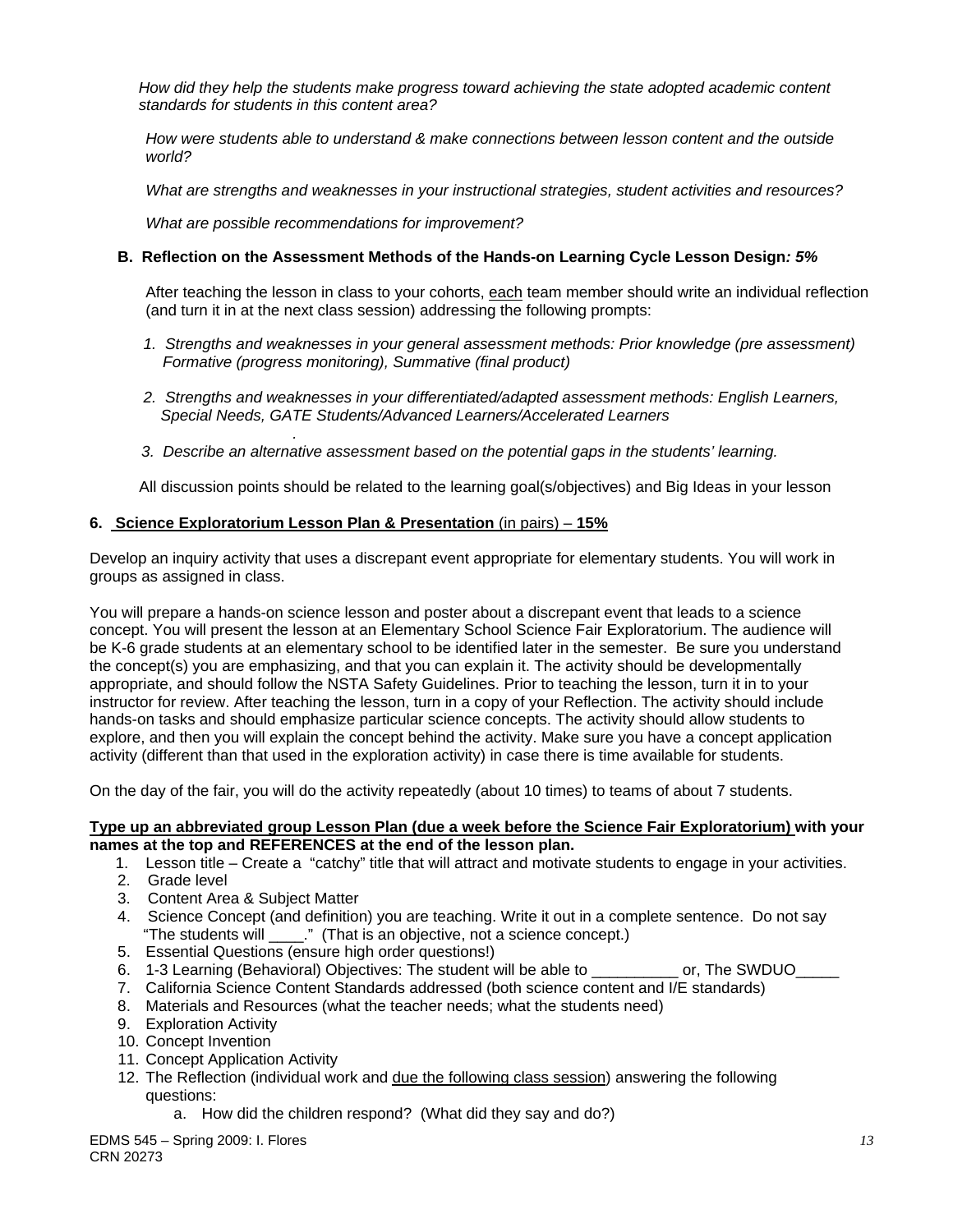*How did they help the students make progress toward achieving the state adopted academic content standards for students in this content area?*

*How were students able to understand & make connections between lesson content and the outside world?*

*What are strengths and weaknesses in your instructional strategies, student activities and resources?*

*What are possible recommendations for improvement?*

**B. Reflection on the Assessment Methods of the Hands-on Learning Cycle Lesson Design*: 5%***

After teaching the lesson in class to your cohorts, each team member should write an individual reflection (and turn it in at the next class session) addressing the following prompts:

1. *Strengths and weaknesses in your general assessment methods: Prior knowledge (pre assessment) Formative (progress monitoring), Summative (final product)*
2. *Strengths and weaknesses in your differentiated/adapted assessment methods: English Learners, Special Needs, GATE Students/Advanced Learners/Accelerated Learners*
3. *Describe an alternative assessment based on the potential gaps in the students' learning.*

All discussion points should be related to the learning goal(s/objectives) and Big Ideas in your lesson

**6. Science Exploratorium Lesson Plan & Presentation** (in pairs) – **15%**

Develop an inquiry activity that uses a discrepant event appropriate for elementary students. You will work in groups as assigned in class.

You will prepare a hands-on science lesson and poster about a discrepant event that leads to a science concept. You will present the lesson at an Elementary School Science Fair Exploratorium. The audience will be K-6 grade students at an elementary school to be identified later in the semester. Be sure you understand the concept(s) you are emphasizing, and that you can explain it. The activity should be developmentally appropriate, and should follow the NSTA Safety Guidelines. Prior to teaching the lesson, turn it in to your instructor for review. After teaching the lesson, turn in a copy of your Reflection. The activity should include hands-on tasks and should emphasize particular science concepts. The activity should allow students to explore, and then you will explain the concept behind the activity. Make sure you have a concept application activity (different than that used in the exploration activity) in case there is time available for students.

On the day of the fair, you will do the activity repeatedly (about 10 times) to teams of about 7 students.

**Type up an abbreviated group Lesson Plan (due a week before the Science Fair Exploratorium) with your names at the top and REFERENCES at the end of the lesson plan.**

1. Lesson title – Create a "catchy" title that will attract and motivate students to engage in your activities.
2. Grade level
3. Content Area & Subject Matter
4. Science Concept (and definition) you are teaching. Write it out in a complete sentence. Do not say "The students will ____." (That is an objective, not a science concept.)
5. Essential Questions (ensure high order questions!)
6. 1-3 Learning (Behavioral) Objectives: The student will be able to __________ or, The SWDUO_____
7. California Science Content Standards addressed (both science content and I/E standards)
8. Materials and Resources (what the teacher needs; what the students need)
9. Exploration Activity
10. Concept Invention
11. Concept Application Activity
12. The Reflection (individual work and due the following class session) answering the following questions:
    a. How did the children respond? (What did they say and do?)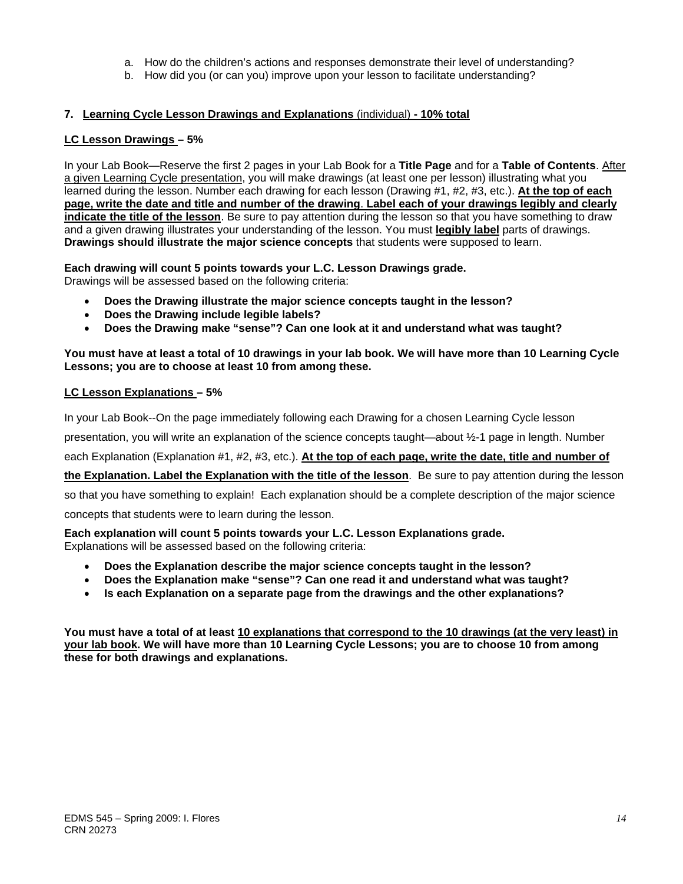a. How do the children's actions and responses demonstrate their level of understanding?
b. How did you (or can you) improve upon your lesson to facilitate understanding?

**7. Learning Cycle Lesson Drawings and Explanations** (individual) **- 10% total**

**LC Lesson Drawings – 5%**

In your Lab Book—Reserve the first 2 pages in your Lab Book for a **Title Page** and for a **Table of Contents**. After a given Learning Cycle presentation, you will make drawings (at least one per lesson) illustrating what you learned during the lesson. Number each drawing for each lesson (Drawing #1, #2, #3, etc.). **At the top of each page, write the date and title and number of the drawing**. **Label each of your drawings legibly and clearly indicate the title of the lesson**. Be sure to pay attention during the lesson so that you have something to draw and a given drawing illustrates your understanding of the lesson. You must **legibly label** parts of drawings. **Drawings should illustrate the major science concepts** that students were supposed to learn.

**Each drawing will count 5 points towards your L.C. Lesson Drawings grade.**
Drawings will be assessed based on the following criteria:

- **Does the Drawing illustrate the major science concepts taught in the lesson?**
- **Does the Drawing include legible labels?**
- **Does the Drawing make "sense"? Can one look at it and understand what was taught?**

**You must have at least a total of 10 drawings in your lab book. We will have more than 10 Learning Cycle Lessons; you are to choose at least 10 from among these.**

**LC Lesson Explanations – 5%**

In your Lab Book--On the page immediately following each Drawing for a chosen Learning Cycle lesson presentation, you will write an explanation of the science concepts taught—about ½-1 page in length. Number each Explanation (Explanation #1, #2, #3, etc.). **At the top of each page, write the date, title and number of the Explanation. Label the Explanation with the title of the lesson**. Be sure to pay attention during the lesson so that you have something to explain! Each explanation should be a complete description of the major science concepts that students were to learn during the lesson.

**Each explanation will count 5 points towards your L.C. Lesson Explanations grade.**
Explanations will be assessed based on the following criteria:

- **Does the Explanation describe the major science concepts taught in the lesson?**
- **Does the Explanation make "sense"? Can one read it and understand what was taught?**
- **Is each Explanation on a separate page from the drawings and the other explanations?**

**You must have a total of at least 10 explanations that correspond to the 10 drawings (at the very least) in your lab book. We will have more than 10 Learning Cycle Lessons; you are to choose 10 from among these for both drawings and explanations.**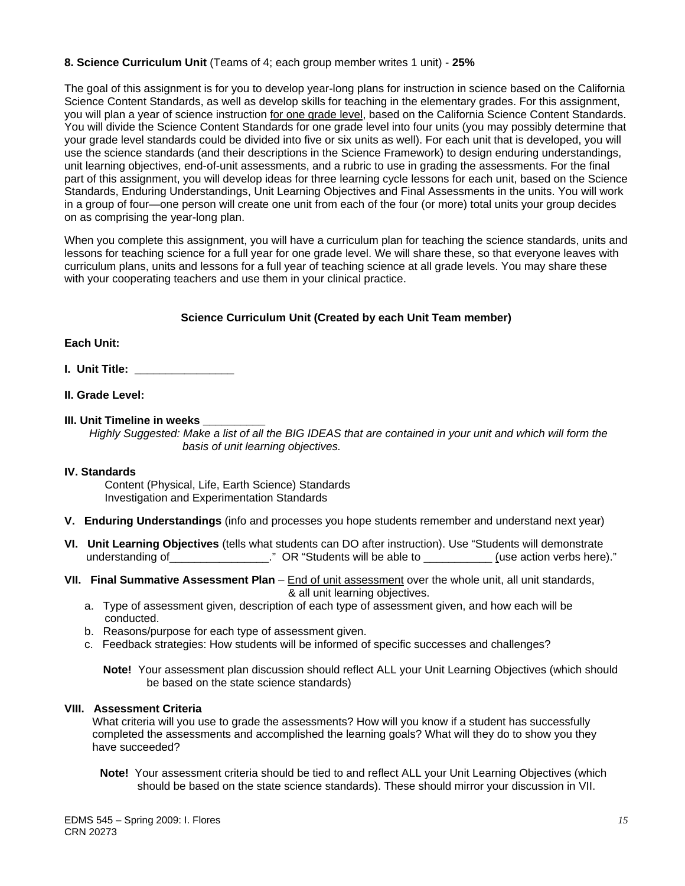**8. Science Curriculum Unit** (Teams of 4; each group member writes 1 unit) - **25%**

The goal of this assignment is for you to develop year-long plans for instruction in science based on the California Science Content Standards, as well as develop skills for teaching in the elementary grades. For this assignment, you will plan a year of science instruction <u>for one grade level</u>, based on the California Science Content Standards. You will divide the Science Content Standards for one grade level into four units (you may possibly determine that your grade level standards could be divided into five or six units as well). For each unit that is developed, you will use the science standards (and their descriptions in the Science Framework) to design enduring understandings, unit learning objectives, end-of-unit assessments, and a rubric to use in grading the assessments. For the final part of this assignment, you will develop ideas for three learning cycle lessons for each unit, based on the Science Standards, Enduring Understandings, Unit Learning Objectives and Final Assessments in the units. You will work in a group of four—one person will create one unit from each of the four (or more) total units your group decides on as comprising the year-long plan.

When you complete this assignment, you will have a curriculum plan for teaching the science standards, units and lessons for teaching science for a full year for one grade level. We will share these, so that everyone leaves with curriculum plans, units and lessons for a full year of teaching science at all grade levels. You may share these with your cooperating teachers and use them in your clinical practice.

**Science Curriculum Unit (Created by each Unit Team member)**

**Each Unit:**

**I. Unit Title: _______________**

**II. Grade Level:**

**III. Unit Timeline in weeks _________**

*Highly Suggested: Make a list of all the BIG IDEAS that are contained in your unit and which will form the basis of unit learning objectives.*

**IV. Standards**

Content (Physical, Life, Earth Science) Standards
Investigation and Experimentation Standards

**V. Enduring Understandings** (info and processes you hope students remember and understand next year)

**VI. Unit Learning Objectives** (tells what students can DO after instruction). Use "Students will demonstrate understanding of________________." OR "Students will be able to ___________ (use action verbs here)."

**VII. Final Summative Assessment Plan** – <u>End of unit assessment</u> over the whole unit, all unit standards, & all unit learning objectives.

a. Type of assessment given, description of each type of assessment given, and how each will be conducted.
b. Reasons/purpose for each type of assessment given.
c. Feedback strategies: How students will be informed of specific successes and challenges?

**Note!** Your assessment plan discussion should reflect ALL your Unit Learning Objectives (which should be based on the state science standards)

**VIII. Assessment Criteria**

What criteria will you use to grade the assessments? How will you know if a student has successfully completed the assessments and accomplished the learning goals? What will they do to show you they have succeeded?

**Note!** Your assessment criteria should be tied to and reflect ALL your Unit Learning Objectives (which should be based on the state science standards). These should mirror your discussion in VII.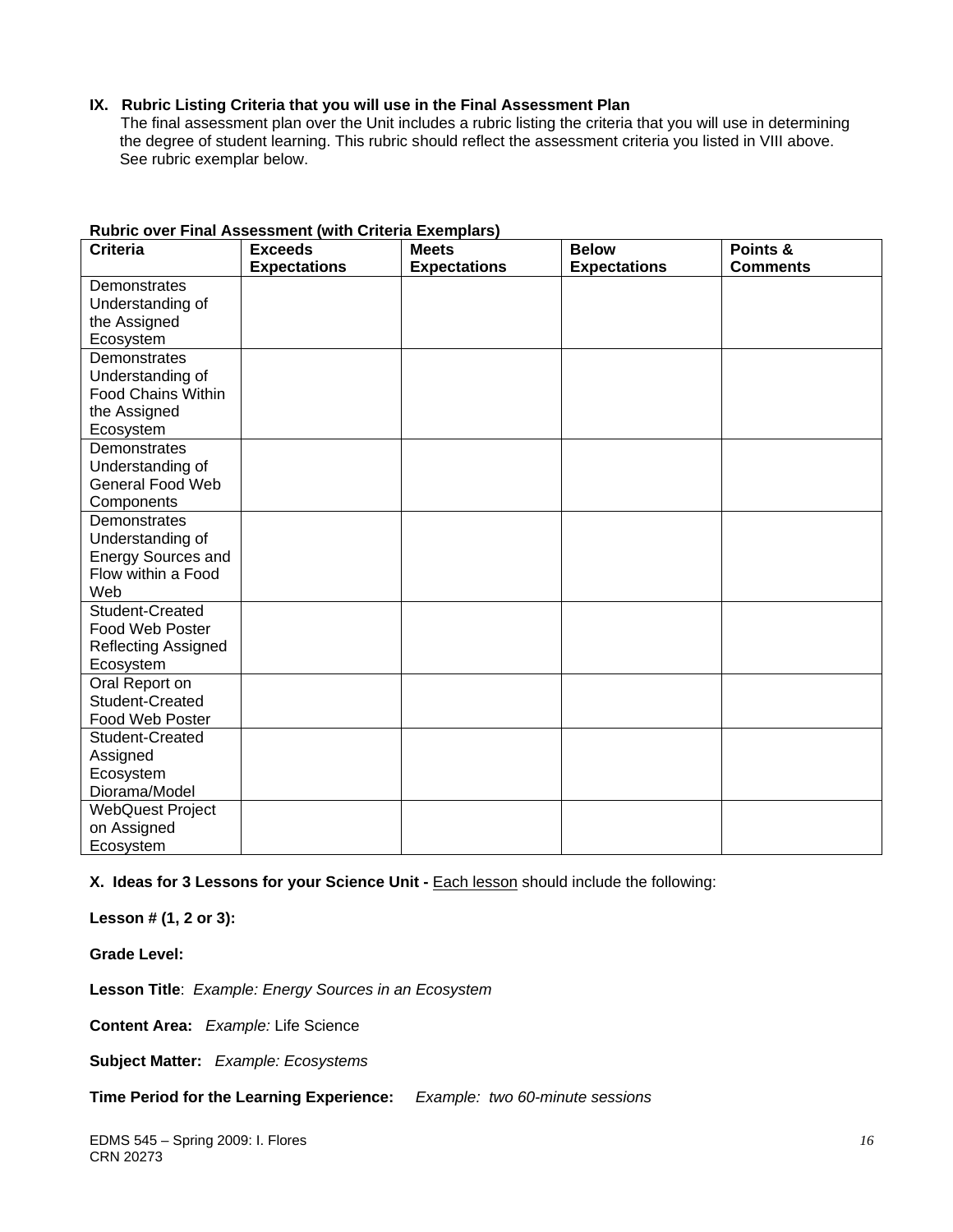**IX. Rubric Listing Criteria that you will use in the Final Assessment Plan**

The final assessment plan over the Unit includes a rubric listing the criteria that you will use in determining the degree of student learning. This rubric should reflect the assessment criteria you listed in VIII above. See rubric exemplar below.

**Rubric over Final Assessment (with Criteria Exemplars)**

| Criteria | Exceeds Expectations | Meets Expectations | Below Expectations | Points & Comments |
|---|---|---|---|---|
| Demonstrates Understanding of the Assigned Ecosystem | | | | |
| Demonstrates Understanding of Food Chains Within the Assigned Ecosystem | | | | |
| Demonstrates Understanding of General Food Web Components | | | | |
| Demonstrates Understanding of Energy Sources and Flow within a Food Web | | | | |
| Student-Created Food Web Poster Reflecting Assigned Ecosystem | | | | |
| Oral Report on Student-Created Food Web Poster | | | | |
| Student-Created Assigned Ecosystem Diorama/Model | | | | |
| WebQuest Project on Assigned Ecosystem | | | | |

**X. Ideas for 3 Lessons for your Science Unit -** Each lesson should include the following:

**Lesson # (1, 2 or 3):**

**Grade Level:**

**Lesson Title**: *Example: Energy Sources in an Ecosystem*

**Content Area:** *Example:* Life Science

**Subject Matter:** *Example: Ecosystems*

**Time Period for the Learning Experience:** *Example: two 60-minute sessions*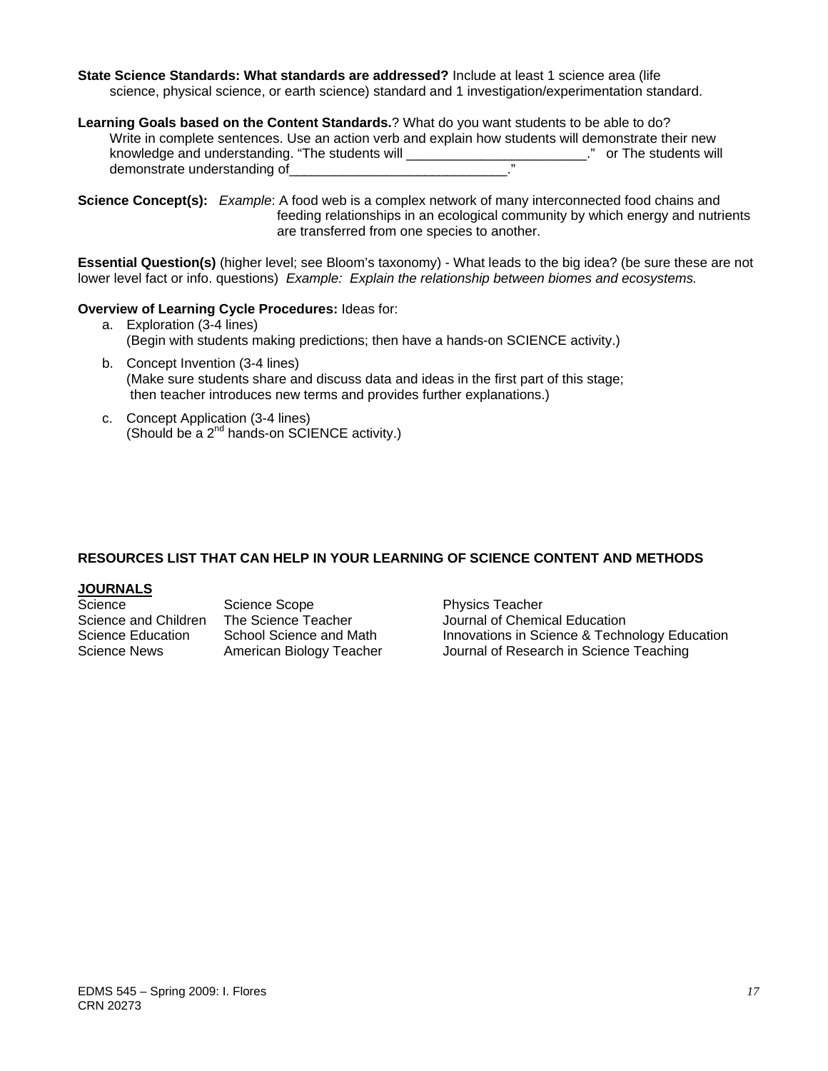**State Science Standards: What standards are addressed?** Include at least 1 science area (life science, physical science, or earth science) standard and 1 investigation/experimentation standard.

**Learning Goals based on the Content Standards.**? What do you want students to be able to do? Write in complete sentences. Use an action verb and explain how students will demonstrate their new knowledge and understanding. "The students will ________________________." or The students will demonstrate understanding of_____________________________."

**Science Concept(s):** *Example*: A food web is a complex network of many interconnected food chains and feeding relationships in an ecological community by which energy and nutrients are transferred from one species to another.

**Essential Question(s)** (higher level; see Bloom's taxonomy) - What leads to the big idea? (be sure these are not lower level fact or info. questions) *Example: Explain the relationship between biomes and ecosystems.*

**Overview of Learning Cycle Procedures:** Ideas for:

a. Exploration (3-4 lines)
   (Begin with students making predictions; then have a hands-on SCIENCE activity.)

b. Concept Invention (3-4 lines)
   (Make sure students share and discuss data and ideas in the first part of this stage; then teacher introduces new terms and provides further explanations.)

c. Concept Application (3-4 lines)
   (Should be a 2nd hands-on SCIENCE activity.)

## RESOURCES LIST THAT CAN HELP IN YOUR LEARNING OF SCIENCE CONTENT AND METHODS

### JOURNALS

| | | |
|---|---|---|
| Science | Science Scope | Physics Teacher |
| Science and Children | The Science Teacher | Journal of Chemical Education |
| Science Education | School Science and Math | Innovations in Science & Technology Education |
| Science News | American Biology Teacher | Journal of Research in Science Teaching |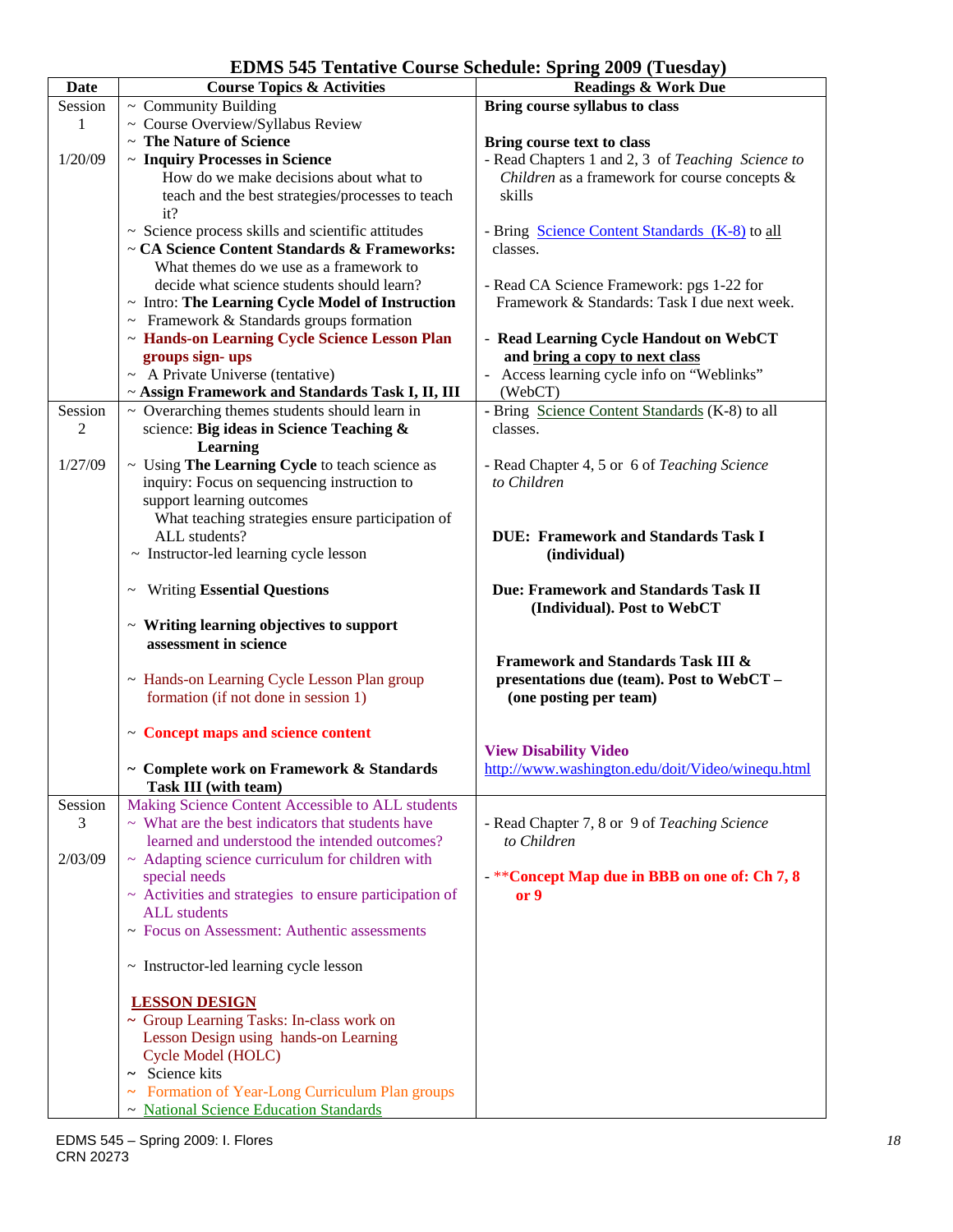# EDMS 545 Tentative Course Schedule: Spring 2009 (Tuesday)

| Date | Course Topics & Activities | Readings & Work Due |
|---|---|---|
| Session 1<br><br>1/20/09 | ~ Community Building<br>~ Course Overview/Syllabus Review<br>~ **The Nature of Science**<br>~ **Inquiry Processes in Science**<br>How do we make decisions about what to teach and the best strategies/processes to teach it?<br>~ Science process skills and scientific attitudes<br>~ **CA Science Content Standards & Frameworks:**<br>What themes do we use as a framework to decide what science students should learn?<br>~ Intro: **The Learning Cycle Model of Instruction**<br>~ Framework & Standards groups formation<br>~ **Hands-on Learning Cycle Science Lesson Plan groups sign- ups**<br>~ A Private Universe (tentative)<br>~ **Assign Framework and Standards Task I, II, III** | **Bring course syllabus to class**<br><br>**Bring course text to class**<br>- Read Chapters 1 and 2, 3 of *Teaching Science to Children* as a framework for course concepts & skills<br><br>- Bring Science Content Standards (K-8) to all classes.<br><br>- Read CA Science Framework: pgs 1-22 for Framework & Standards: Task I due next week.<br><br>- **Read Learning Cycle Handout on WebCT and bring a copy to next class**<br>- Access learning cycle info on "Weblinks" (WebCT) |
| Session 2<br><br>1/27/09 | ~ Overarching themes students should learn in science: **Big ideas in Science Teaching & Learning**<br>~ Using **The Learning Cycle** to teach science as inquiry: Focus on sequencing instruction to support learning outcomes<br>What teaching strategies ensure participation of ALL students?<br>~ Instructor-led learning cycle lesson<br><br>~ Writing **Essential Questions**<br><br>~ **Writing learning objectives to support assessment in science**<br><br>~ Hands-on Learning Cycle Lesson Plan group formation (if not done in session 1)<br><br>~ **Concept maps and science content**<br><br>~ **Complete work on Framework & Standards Task III (with team)** | - Bring Science Content Standards (K-8) to all classes.<br><br>- Read Chapter 4, 5 or 6 of *Teaching Science to Children*<br><br>**DUE: Framework and Standards Task I (individual)**<br><br>**Due: Framework and Standards Task II (Individual). Post to WebCT**<br><br>**Framework and Standards Task III & presentations due (team). Post to WebCT – (one posting per team)**<br><br>**View Disability Video**<br>http://www.washington.edu/doit/Video/winequ.html |
| Session 3<br><br>2/03/09 | Making Science Content Accessible to ALL students<br>~ What are the best indicators that students have learned and understood the intended outcomes?<br>~ Adapting science curriculum for children with special needs<br>~ Activities and strategies to ensure participation of ALL students<br>~ Focus on Assessment: Authentic assessments<br><br>~ Instructor-led learning cycle lesson<br><br>**LESSON DESIGN**<br>~ Group Learning Tasks: In-class work on Lesson Design using hands-on Learning Cycle Model (HOLC)<br>~ Science kits<br>~ Formation of Year-Long Curriculum Plan groups<br>~ National Science Education Standards | - Read Chapter 7, 8 or 9 of *Teaching Science to Children*<br><br>- ****Concept Map due in BBB on one of: Ch 7, 8 or 9** |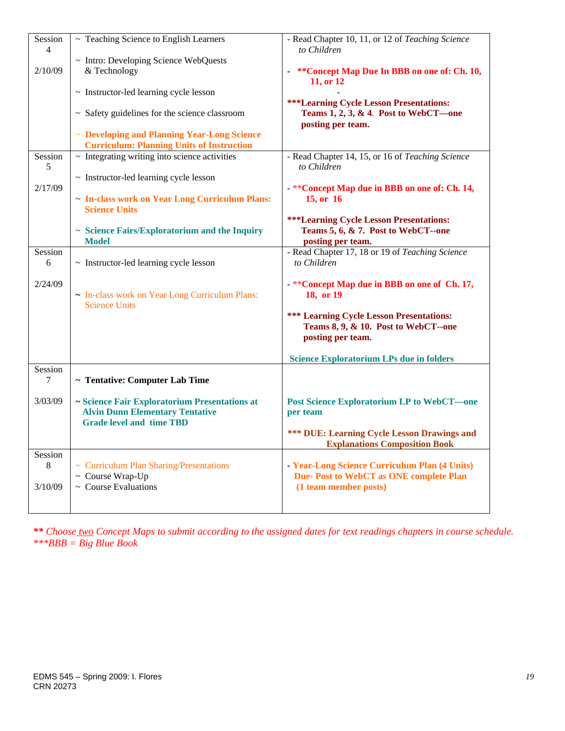| Session | Topics | Readings / Assignments |
| --- | --- | --- |
| Session 4<br><br>2/10/09 | ~ Teaching Science to English Learners<br><br>~ Intro: Developing Science WebQuests & Technology<br><br>~ Instructor-led learning cycle lesson<br><br>~ Safety guidelines for the science classroom<br><br>~ **Developing and Planning Year-Long Science Curriculum: Planning Units of Instruction** | - Read Chapter 10, 11, or 12 of *Teaching Science to Children*<br><br>- **\*\*Concept Map Due In BBB on one of: Ch. 10, 11, or 12**<br><br>-<br><br>**\*\*\*Learning Cycle Lesson Presentations: Teams 1, 2, 3, & 4. Post to WebCT—one posting per team.** |
| Session 5<br><br>2/17/09 | ~ Integrating writing into science activities<br><br>~ Instructor-led learning cycle lesson<br><br>~ **In-class work on Year Long Curriculum Plans: Science Units**<br><br>~ **Science Fairs/Exploratorium and the Inquiry Model** | - Read Chapter 14, 15, or 16 of *Teaching Science to Children*<br><br>- **\*\*Concept Map due in BBB on one of: Ch. 14, 15, or 16**<br><br>**\*\*\*Learning Cycle Lesson Presentations: Teams 5, 6, & 7. Post to WebCT--one posting per team.** |
| Session 6<br><br>2/24/09 | ~ Instructor-led learning cycle lesson<br><br>~ In-class work on Year Long Curriculum Plans: Science Units | - Read Chapter 17, 18 or 19 of *Teaching Science to Children*<br><br>- **\*\*Concept Map due in BBB on one of Ch. 17, 18, or 19**<br><br>**\*\*\* Learning Cycle Lesson Presentations: Teams 8, 9, & 10. Post to WebCT--one posting per team.**<br><br>**Science Exploratorium LPs due in folders** |
| Session 7<br><br>3/03/09 | **~ Tentative: Computer Lab Time**<br><br>**~ Science Fair Exploratorium Presentations at Alvin Dunn Elementary Tentative Grade level and time TBD** | **Post Science Exploratorium LP to WebCT—one per team**<br><br>**\*\*\* DUE: Learning Cycle Lesson Drawings and Explanations Composition Book** |
| Session 8<br><br>3/10/09 | ~ Curriculum Plan Sharing/Presentations<br>~ Course Wrap-Up<br>~ Course Evaluations | - **Year-Long Science Curriculum Plan (4 Units) Due- Post to WebCT as ONE complete Plan (1 team member posts)** |

*\*\* Choose two Concept Maps to submit according to the assigned dates for text readings chapters in course schedule.*
*\*\*\*BBB = Big Blue Book*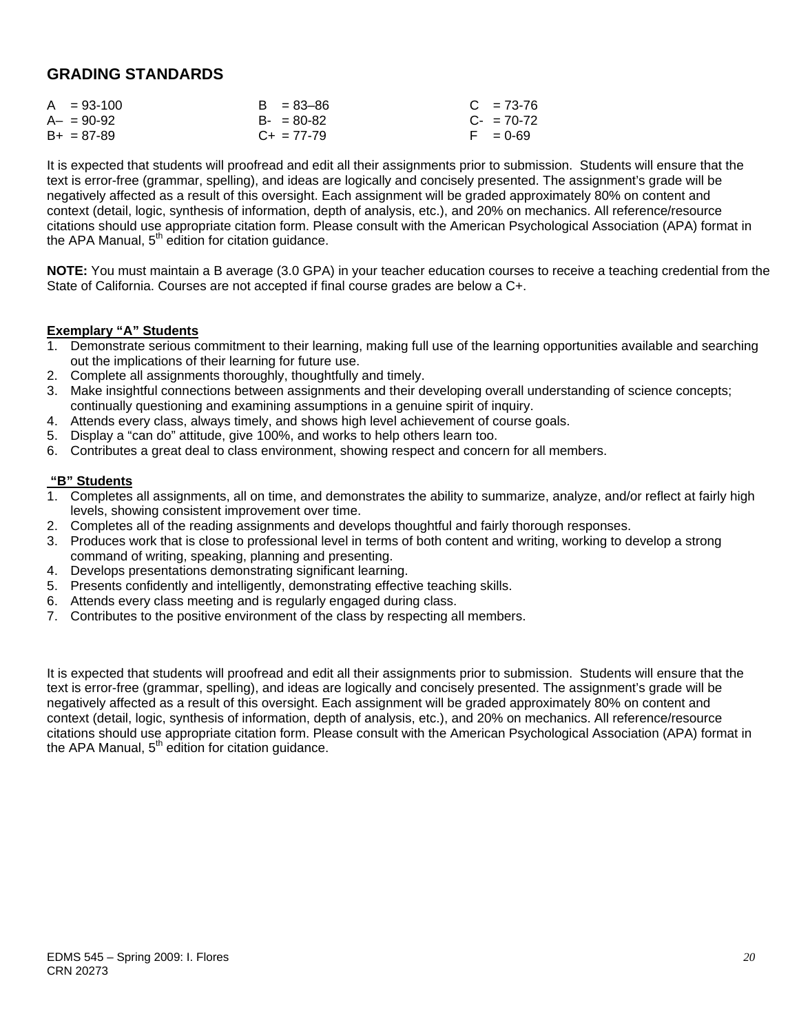## GRADING STANDARDS

| | | |
|---|---|---|
| A = 93-100 | B = 83–86 | C = 73-76 |
| A– = 90-92 | B- = 80-82 | C- = 70-72 |
| B+ = 87-89 | C+ = 77-79 | F = 0-69 |

It is expected that students will proofread and edit all their assignments prior to submission. Students will ensure that the text is error-free (grammar, spelling), and ideas are logically and concisely presented. The assignment's grade will be negatively affected as a result of this oversight. Each assignment will be graded approximately 80% on content and context (detail, logic, synthesis of information, depth of analysis, etc.), and 20% on mechanics. All reference/resource citations should use appropriate citation form. Please consult with the American Psychological Association (APA) format in the APA Manual, 5th edition for citation guidance.

**NOTE:** You must maintain a B average (3.0 GPA) in your teacher education courses to receive a teaching credential from the State of California. Courses are not accepted if final course grades are below a C+.

**Exemplary "A" Students**

1. Demonstrate serious commitment to their learning, making full use of the learning opportunities available and searching out the implications of their learning for future use.
2. Complete all assignments thoroughly, thoughtfully and timely.
3. Make insightful connections between assignments and their developing overall understanding of science concepts; continually questioning and examining assumptions in a genuine spirit of inquiry.
4. Attends every class, always timely, and shows high level achievement of course goals.
5. Display a "can do" attitude, give 100%, and works to help others learn too.
6. Contributes a great deal to class environment, showing respect and concern for all members.

**"B" Students**

1. Completes all assignments, all on time, and demonstrates the ability to summarize, analyze, and/or reflect at fairly high levels, showing consistent improvement over time.
2. Completes all of the reading assignments and develops thoughtful and fairly thorough responses.
3. Produces work that is close to professional level in terms of both content and writing, working to develop a strong command of writing, speaking, planning and presenting.
4. Develops presentations demonstrating significant learning.
5. Presents confidently and intelligently, demonstrating effective teaching skills.
6. Attends every class meeting and is regularly engaged during class.
7. Contributes to the positive environment of the class by respecting all members.

It is expected that students will proofread and edit all their assignments prior to submission. Students will ensure that the text is error-free (grammar, spelling), and ideas are logically and concisely presented. The assignment's grade will be negatively affected as a result of this oversight. Each assignment will be graded approximately 80% on content and context (detail, logic, synthesis of information, depth of analysis, etc.), and 20% on mechanics. All reference/resource citations should use appropriate citation form. Please consult with the American Psychological Association (APA) format in the APA Manual, 5th edition for citation guidance.